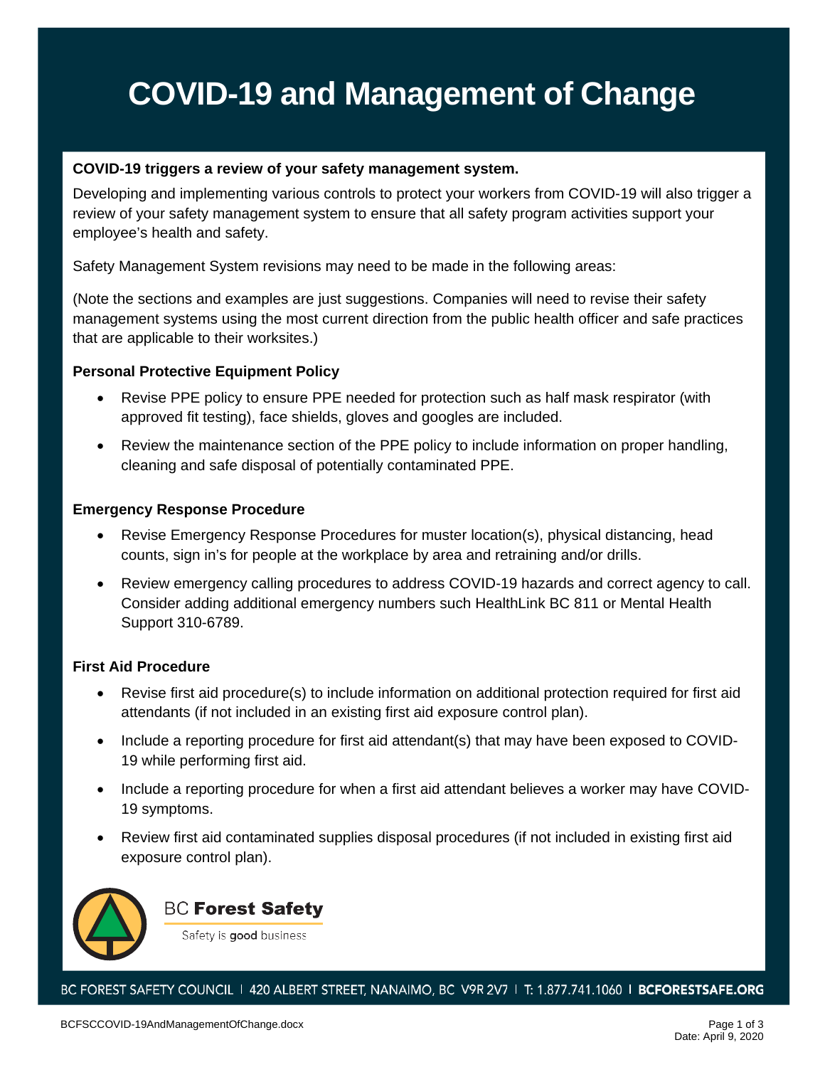# COVID-19 and Management of Change

**COVID-19 triggers a review of your safety management system.**

Developing and implementing various controls to protect your workers from COVID-19 will also trigger a review of your safety management system to ensure that all safety program activities support your employee's health and safety.

Safety Management System revisions may need to be made in the following areas:

(Note the sections and examples are just suggestions. Companies will need to revise their safety management systems using the most current direction from the public health officer and safe practices that are applicable to their worksites.)

### Personal Protective Equipment Policy

- Revise PPE policy to ensure PPE needed for protection such as half mask respirator (with approved fit testing), face shields, gloves and googles are included.
- Review the maintenance section of the PPE policy to include information on proper handling, cleaning and safe disposal of potentially contaminated PPE.

### Emergency Response Procedure

- Revise Emergency Response Procedures for muster location(s), physical distancing, head counts, sign in's for people at the workplace by area and retraining and/or drills.
- Review emergency calling procedures to address COVID-19 hazards and correct agency to call. Consider adding additional emergency numbers such HealthLink BC 811 or Mental Health Support 310-6789.

### First Aid Procedure

- Revise first aid procedure(s) to include information on additional protection required for first aid attendants (if not included in an existing first aid exposure control plan).
- Include a reporting procedure for first aid attendant(s) that may have been exposed to COVID-19 while performing first aid.
- Include a reporting procedure for when a first aid attendant believes a worker may have COVID-19 symptoms.
- Review first aid contaminated supplies disposal procedures (if not included in existing first aid exposure control plan).

BC Forest Safety

Safety is good business

BC FOREST SAFETY COUNCIL | 420 ALBERT STREET, NANAIMO, BC V9R 2V7 | T: 1.877.741.1060 | BCFORESTSAFE.ORG

BCFSCCOVID-19AndManagementOfChange.docx

Date: April 9, 2020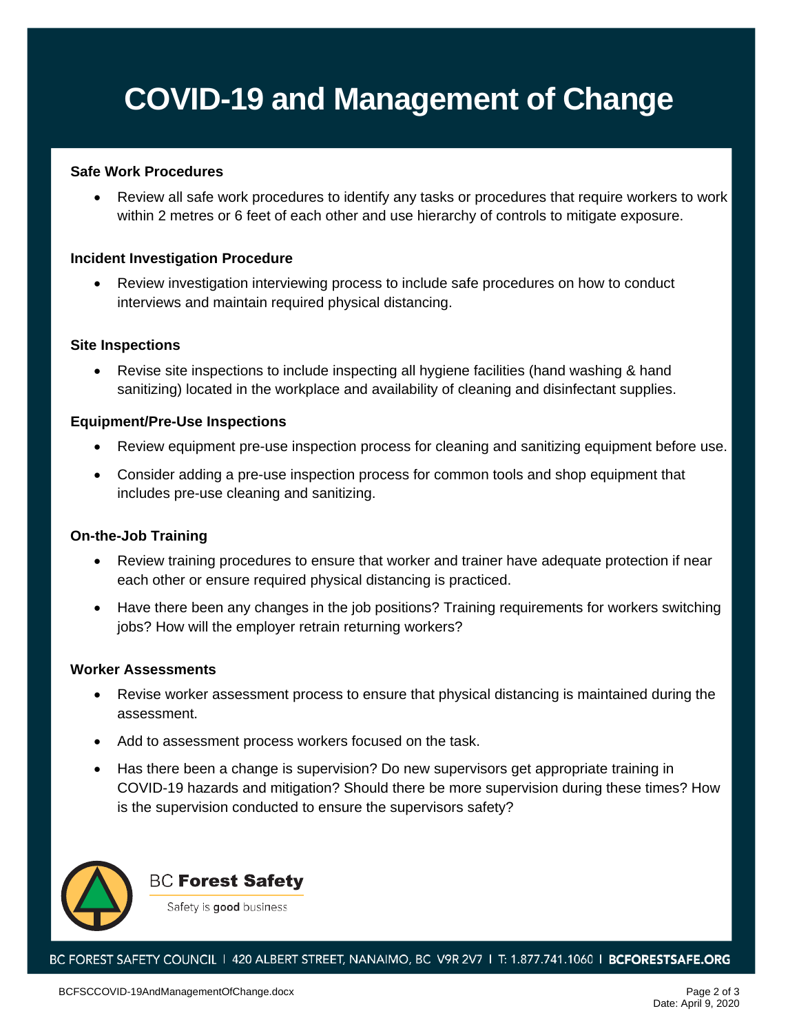# COVID-19 and Management of Change

### Safe Work Procedures

- Review all safe work procedures to identify any tasks or procedures that require workers to work within 2 metres or 6 feet of each other and use hierarchy of controls to mitigate exposure.

### Incident Investigation Procedure

- Review investigation interviewing process to include safe procedures on how to conduct interviews and maintain required physical distancing.

### Site Inspections

- Revise site inspections to include inspecting all hygiene facilities (hand washing & hand sanitizing) located in the workplace and availability of cleaning and disinfectant supplies.

### Equipment/Pre-Use Inspections

- Review equipment pre-use inspection process for cleaning and sanitizing equipment before use.
- Consider adding a pre-use inspection process for common tools and shop equipment that includes pre-use cleaning and sanitizing.

### On-the-Job Training

- Review training procedures to ensure that worker and trainer have adequate protection if near each other or ensure required physical distancing is practiced.
- Have there been any changes in the job positions? Training requirements for workers switching jobs? How will the employer retrain returning workers?

### Worker Assessments

- Revise worker assessment process to ensure that physical distancing is maintained during the assessment.
- Add to assessment process workers focused on the task.
- Has there been a change is supervision? Do new supervisors get appropriate training in COVID-19 hazards and mitigation? Should there be more supervision during these times? How is the supervision conducted to ensure the supervisors safety?

BC Forest Safety

Safety is **good** business

BC FOREST SAFETY COUNCIL | 420 ALBERT STREET, NANAIMO, BC V9R 2V7 | T: 1.877.741.1060 | **BCFORESTSAFE.ORG**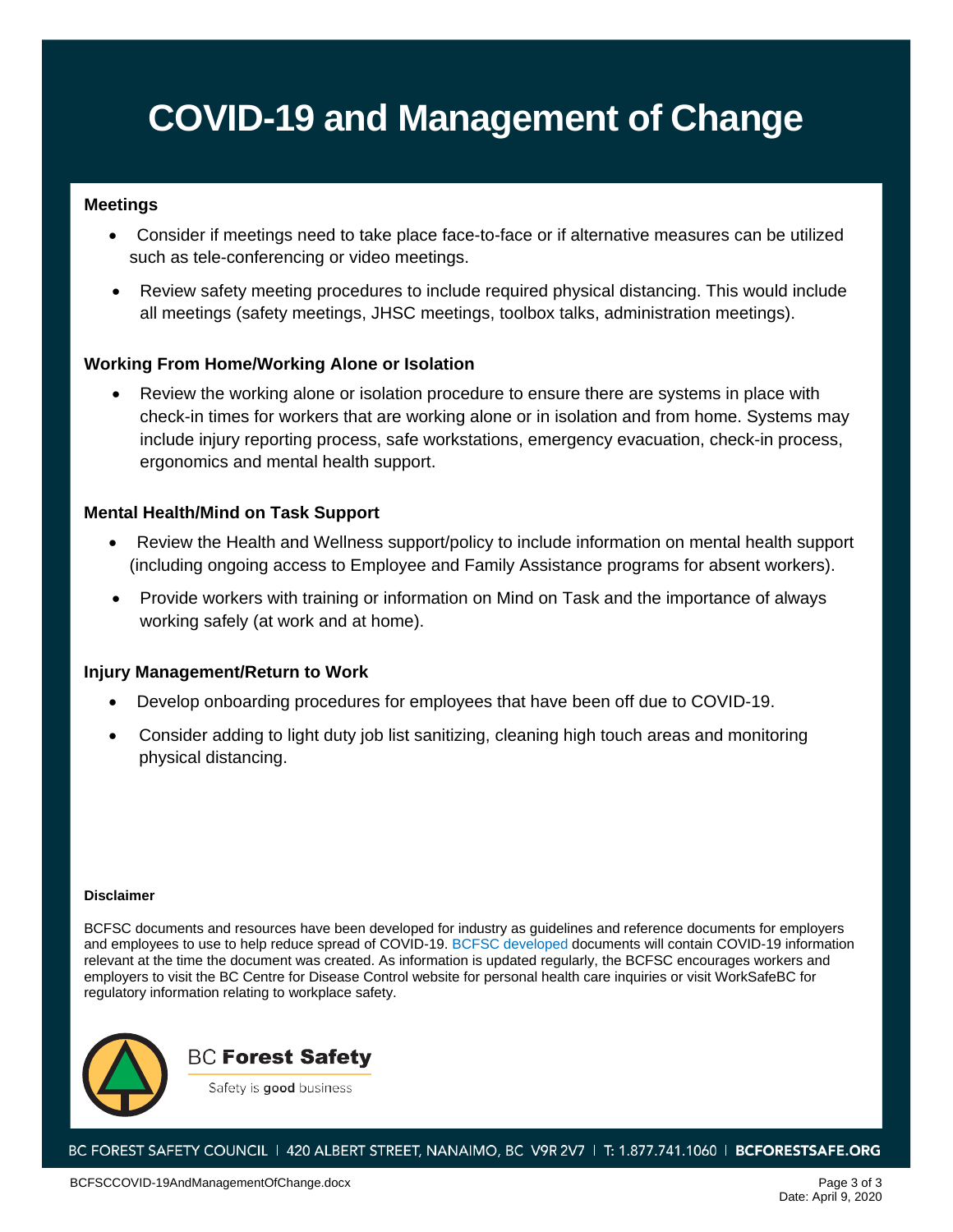# COVID-19 and Management of Change

**Meetings**

- Consider if meetings need to take place face-to-face or if alternative measures can be utilized such as tele-conferencing or video meetings.
- Review safety meeting procedures to include required physical distancing. This would include all meetings (safety meetings, JHSC meetings, toolbox talks, administration meetings).

**Working From Home/Working Alone or Isolation**

- Review the working alone or isolation procedure to ensure there are systems in place with check-in times for workers that are working alone or in isolation and from home. Systems may include injury reporting process, safe workstations, emergency evacuation, check-in process, ergonomics and mental health support.

**Mental Health/Mind on Task Support**

- Review the Health and Wellness support/policy to include information on mental health support (including ongoing access to Employee and Family Assistance programs for absent workers).
- Provide workers with training or information on Mind on Task and the importance of always working safely (at work and at home).

**Injury Management/Return to Work**

- Develop onboarding procedures for employees that have been off due to COVID-19.
- Consider adding to light duty job list sanitizing, cleaning high touch areas and monitoring physical distancing.

**Disclaimer**

BCFSC documents and resources have been developed for industry as guidelines and reference documents for employers and employees to use to help reduce spread of COVID-19. BCFSC developed documents will contain COVID-19 information relevant at the time the document was created. As information is updated regularly, the BCFSC encourages workers and employers to visit the BC Centre for Disease Control website for personal health care inquiries or visit WorkSafeBC for regulatory information relating to workplace safety.

BC **Forest Safety**

Safety is **good** business

BC FOREST SAFETY COUNCIL | 420 ALBERT STREET, NANAIMO, BC V9R 2V7 | T: 1.877.741.1060 | **BCFORESTSAFE.ORG**

BCFSCCOVID-19AndManagementOfChange.docx

Date: April 9, 2020